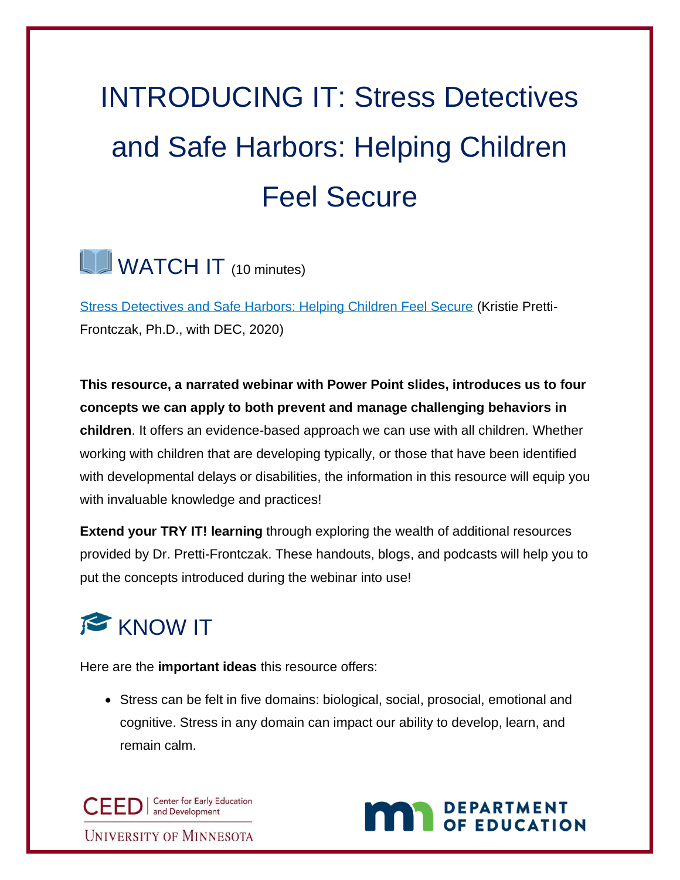# INTRODUCING IT: Stress Detectives and Safe Harbors: Helping Children Feel Secure

## WATCH IT (10 minutes)

[Stress Detectives and Safe Harbors: Helping Children Feel Secure](#) (Kristie Pretti-Frontczak, Ph.D., with DEC, 2020)

**This resource, a narrated webinar with Power Point slides, introduces us to four concepts we can apply to both prevent and manage challenging behaviors in children**. It offers an evidence-based approach we can use with all children. Whether working with children that are developing typically, or those that have been identified with developmental delays or disabilities, the information in this resource will equip you with invaluable knowledge and practices!

**Extend your TRY IT! learning** through exploring the wealth of additional resources provided by Dr. Pretti-Frontczak. These handouts, blogs, and podcasts will help you to put the concepts introduced during the webinar into use!

## KNOW IT

Here are the **important ideas** this resource offers:

- Stress can be felt in five domains: biological, social, prosocial, emotional and cognitive. Stress in any domain can impact our ability to develop, learn, and remain calm.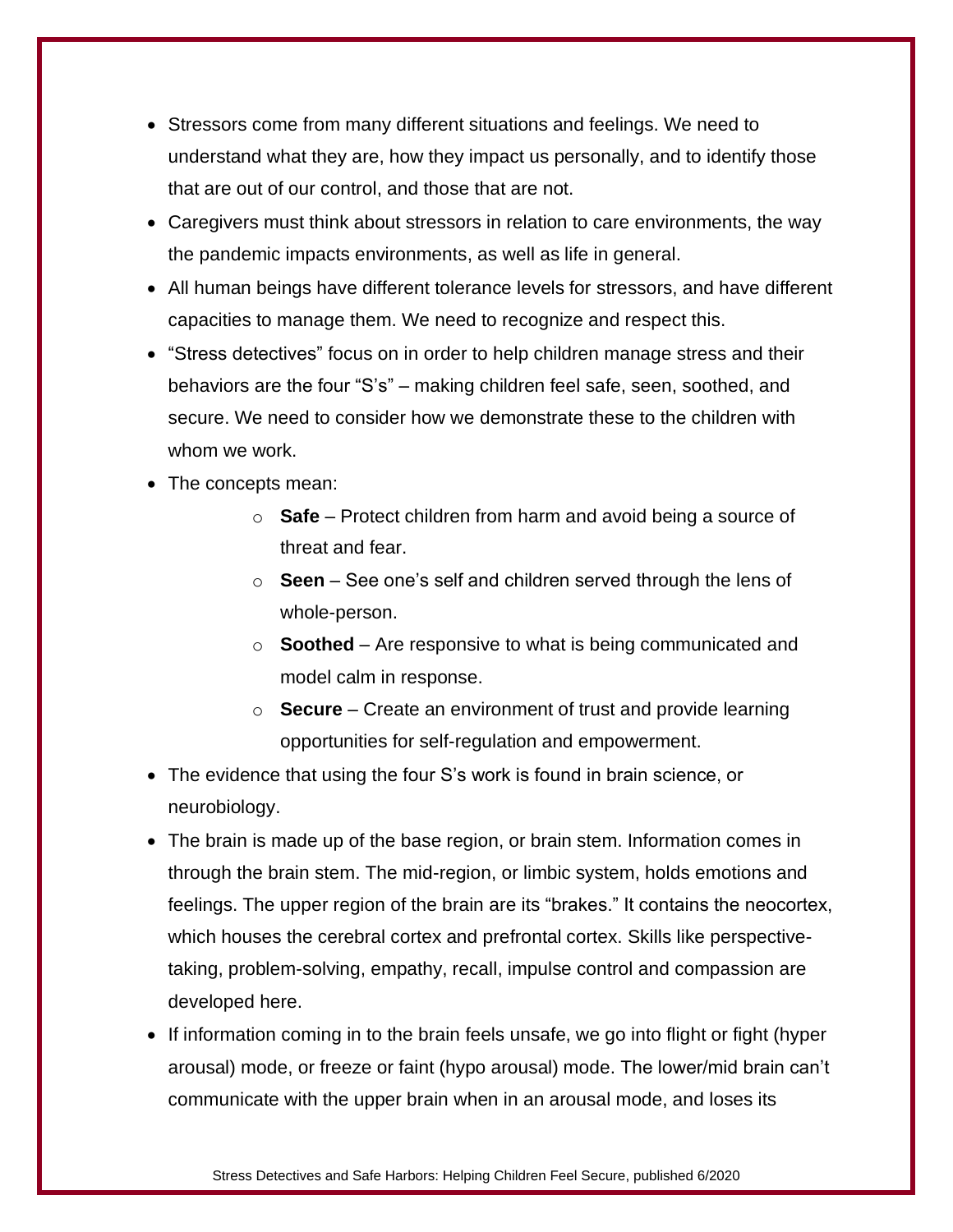- Stressors come from many different situations and feelings. We need to understand what they are, how they impact us personally, and to identify those that are out of our control, and those that are not.
- Caregivers must think about stressors in relation to care environments, the way the pandemic impacts environments, as well as life in general.
- All human beings have different tolerance levels for stressors, and have different capacities to manage them. We need to recognize and respect this.
- "Stress detectives" focus on in order to help children manage stress and their behaviors are the four "S's" – making children feel safe, seen, soothed, and secure. We need to consider how we demonstrate these to the children with whom we work.
- The concepts mean:
    - **Safe** – Protect children from harm and avoid being a source of threat and fear.
    - **Seen** – See one's self and children served through the lens of whole-person.
    - **Soothed** – Are responsive to what is being communicated and model calm in response.
    - **Secure** – Create an environment of trust and provide learning opportunities for self-regulation and empowerment.
- The evidence that using the four S's work is found in brain science, or neurobiology.
- The brain is made up of the base region, or brain stem. Information comes in through the brain stem. The mid-region, or limbic system, holds emotions and feelings. The upper region of the brain are its "brakes." It contains the neocortex, which houses the cerebral cortex and prefrontal cortex. Skills like perspective-taking, problem-solving, empathy, recall, impulse control and compassion are developed here.
- If information coming in to the brain feels unsafe, we go into flight or fight (hyper arousal) mode, or freeze or faint (hypo arousal) mode. The lower/mid brain can't communicate with the upper brain when in an arousal mode, and loses its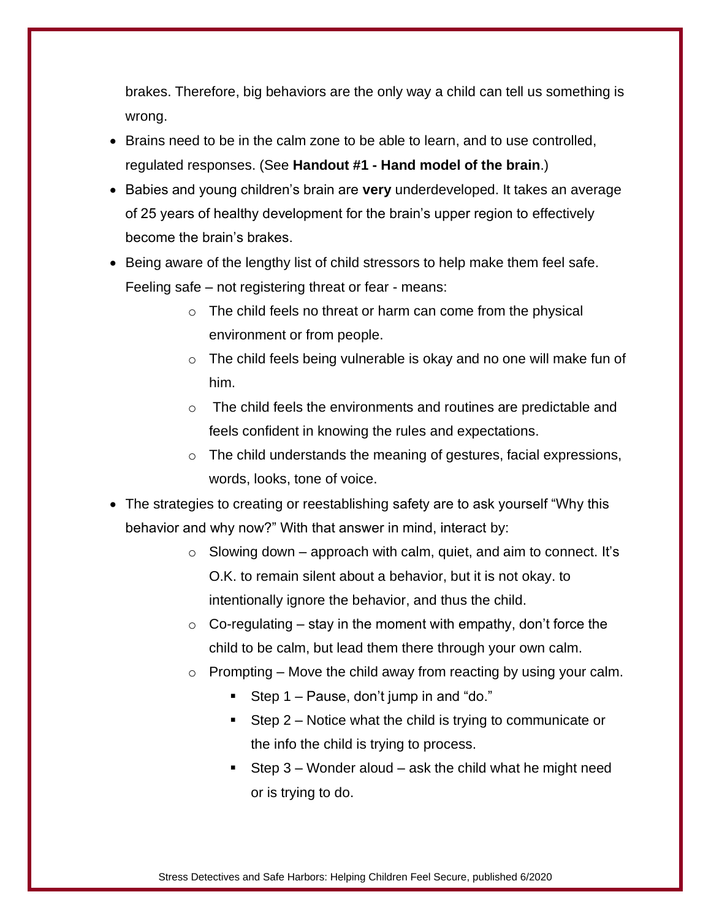brakes. Therefore, big behaviors are the only way a child can tell us something is wrong.

- Brains need to be in the calm zone to be able to learn, and to use controlled, regulated responses. (See **Handout #1 - Hand model of the brain**.)
- Babies and young children's brain are **very** underdeveloped. It takes an average of 25 years of healthy development for the brain's upper region to effectively become the brain's brakes.
- Being aware of the lengthy list of child stressors to help make them feel safe. Feeling safe – not registering threat or fear - means:
    - The child feels no threat or harm can come from the physical environment or from people.
    - The child feels being vulnerable is okay and no one will make fun of him.
    - The child feels the environments and routines are predictable and feels confident in knowing the rules and expectations.
    - The child understands the meaning of gestures, facial expressions, words, looks, tone of voice.
- The strategies to creating or reestablishing safety are to ask yourself "Why this behavior and why now?" With that answer in mind, interact by:
    - Slowing down – approach with calm, quiet, and aim to connect. It's O.K. to remain silent about a behavior, but it is not okay. to intentionally ignore the behavior, and thus the child.
    - Co-regulating – stay in the moment with empathy, don't force the child to be calm, but lead them there through your own calm.
    - Prompting – Move the child away from reacting by using your calm.
        - Step 1 – Pause, don't jump in and "do."
        - Step 2 – Notice what the child is trying to communicate or the info the child is trying to process.
        - Step 3 – Wonder aloud – ask the child what he might need or is trying to do.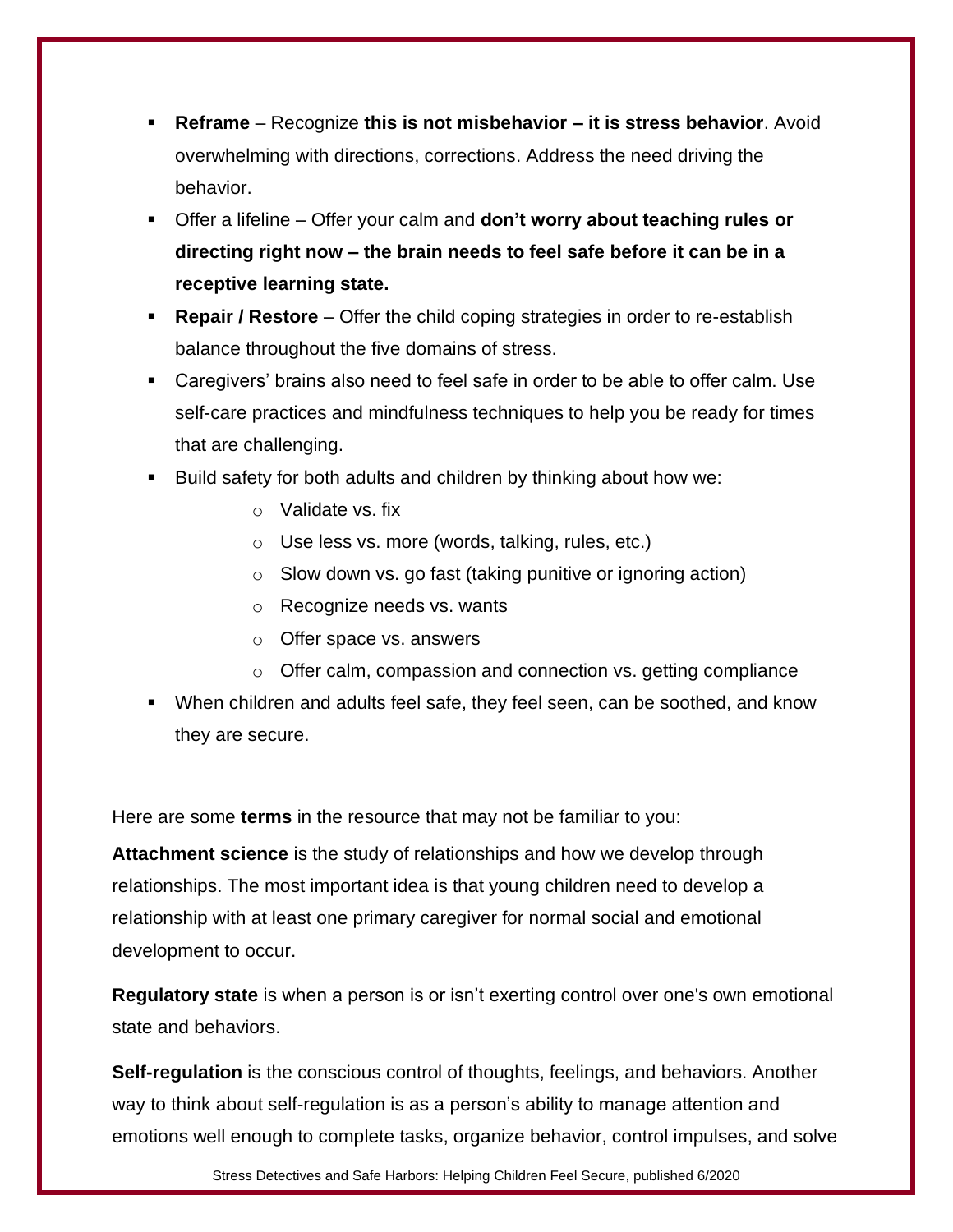- **Reframe** – Recognize **this is not misbehavior – it is stress behavior**. Avoid overwhelming with directions, corrections. Address the need driving the behavior.
- Offer a lifeline – Offer your calm and **don't worry about teaching rules or directing right now – the brain needs to feel safe before it can be in a receptive learning state.**
- **Repair / Restore** – Offer the child coping strategies in order to re-establish balance throughout the five domains of stress.
- Caregivers' brains also need to feel safe in order to be able to offer calm. Use self-care practices and mindfulness techniques to help you be ready for times that are challenging.
- Build safety for both adults and children by thinking about how we:
    - Validate vs. fix
    - Use less vs. more (words, talking, rules, etc.)
    - Slow down vs. go fast (taking punitive or ignoring action)
    - Recognize needs vs. wants
    - Offer space vs. answers
    - Offer calm, compassion and connection vs. getting compliance
- When children and adults feel safe, they feel seen, can be soothed, and know they are secure.

Here are some **terms** in the resource that may not be familiar to you:

**Attachment science** is the study of relationships and how we develop through relationships. The most important idea is that young children need to develop a relationship with at least one primary caregiver for normal social and emotional development to occur.

**Regulatory state** is when a person is or isn't exerting control over one's own emotional state and behaviors.

**Self-regulation** is the conscious control of thoughts, feelings, and behaviors. Another way to think about self-regulation is as a person's ability to manage attention and emotions well enough to complete tasks, organize behavior, control impulses, and solve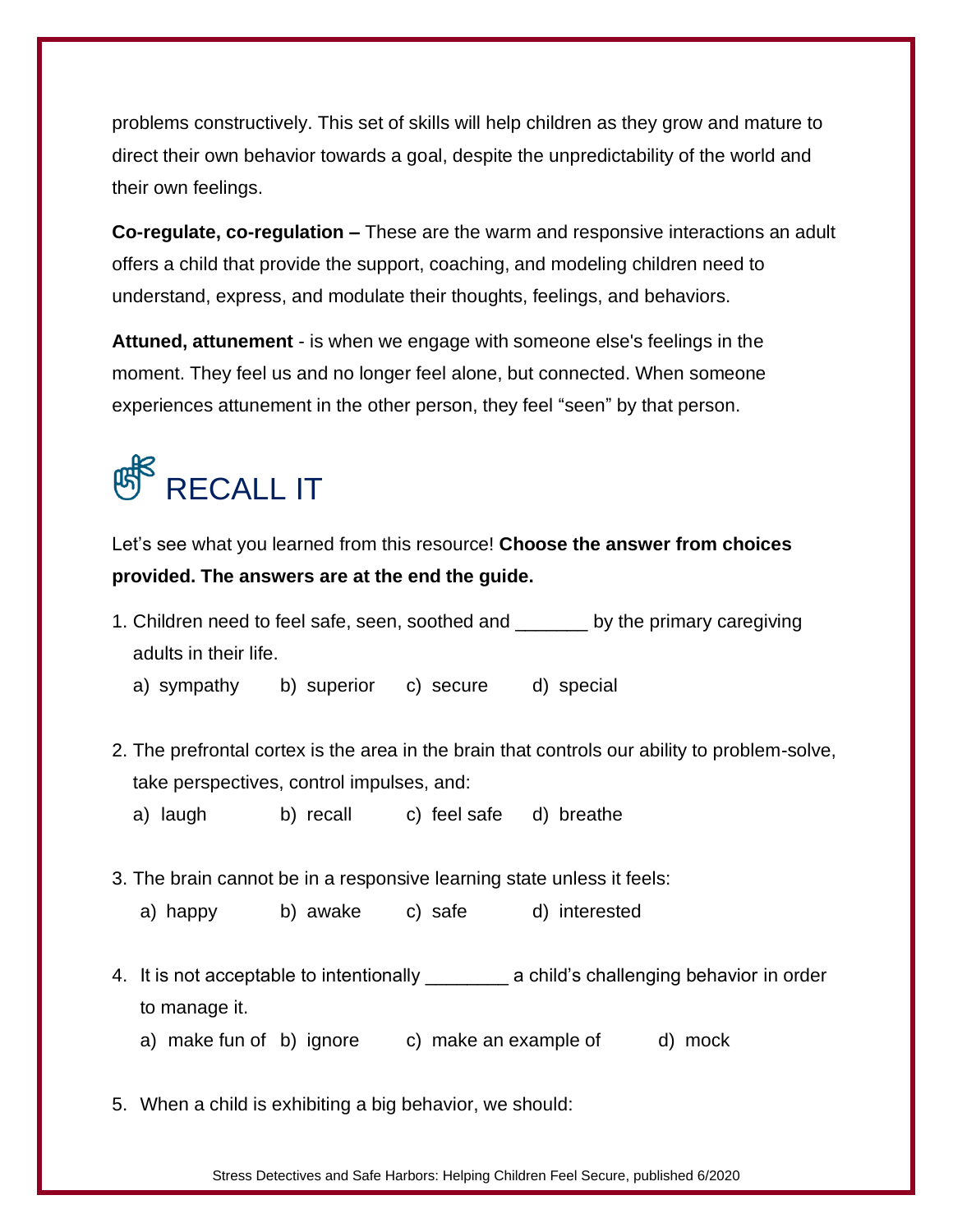problems constructively. This set of skills will help children as they grow and mature to direct their own behavior towards a goal, despite the unpredictability of the world and their own feelings.

**Co-regulate, co-regulation –** These are the warm and responsive interactions an adult offers a child that provide the support, coaching, and modeling children need to understand, express, and modulate their thoughts, feelings, and behaviors.

**Attuned, attunement** - is when we engage with someone else's feelings in the moment. They feel us and no longer feel alone, but connected. When someone experiences attunement in the other person, they feel "seen" by that person.

## RECALL IT

Let's see what you learned from this resource! **Choose the answer from choices provided. The answers are at the end the guide.**

1. Children need to feel safe, seen, soothed and _______ by the primary caregiving adults in their life.

   a) sympathy  b) superior  c) secure  d) special

2. The prefrontal cortex is the area in the brain that controls our ability to problem-solve, take perspectives, control impulses, and:

   a) laugh  b) recall  c) feel safe  d) breathe

3. The brain cannot be in a responsive learning state unless it feels:

   a) happy  b) awake  c) safe  d) interested

4. It is not acceptable to intentionally ________ a child's challenging behavior in order to manage it.

   a) make fun of  b) ignore  c) make an example of  d) mock

5. When a child is exhibiting a big behavior, we should: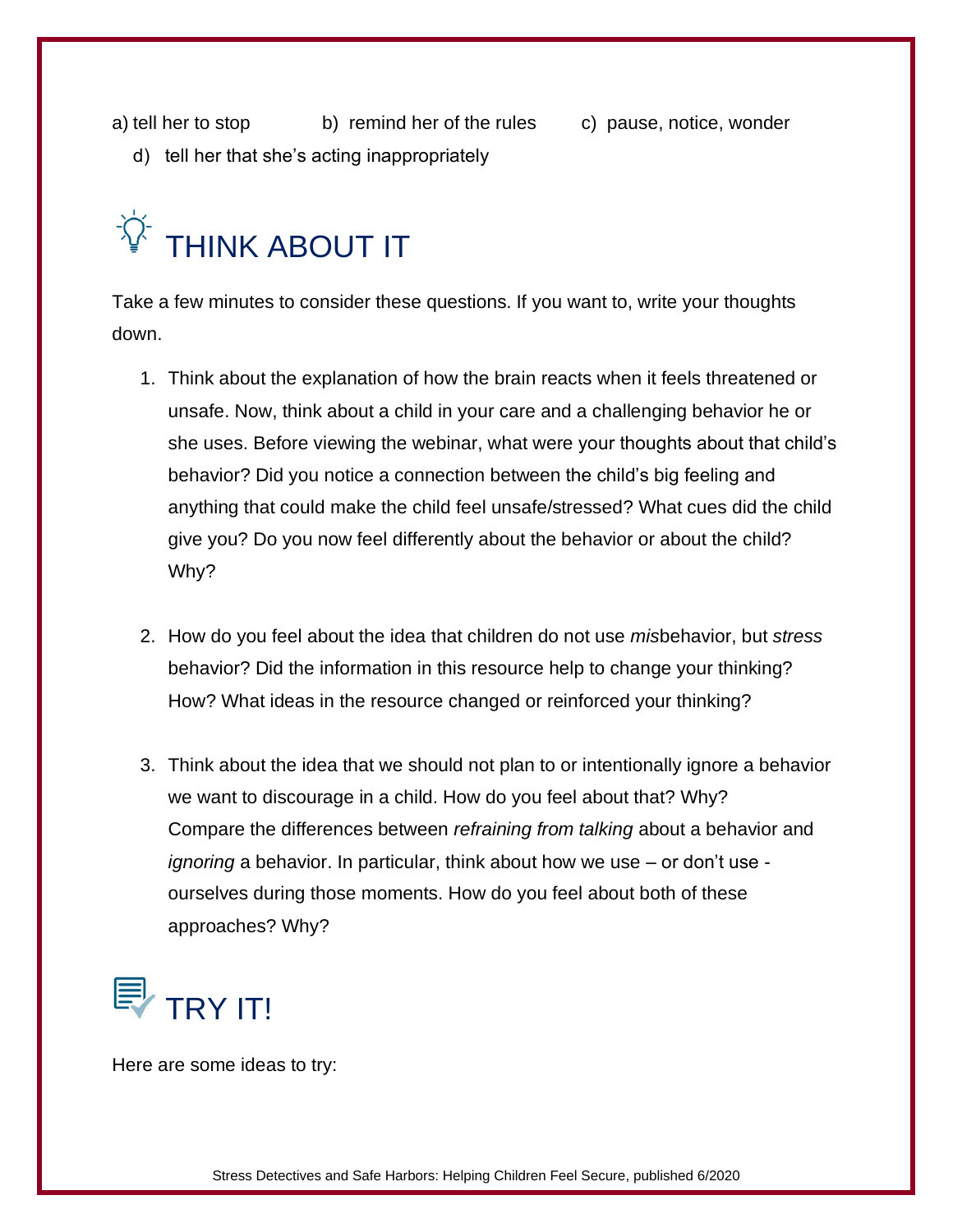a) tell her to stop  b) remind her of the rules  c) pause, notice, wonder

d) tell her that she's acting inappropriately

## THINK ABOUT IT

Take a few minutes to consider these questions. If you want to, write your thoughts down.

1. Think about the explanation of how the brain reacts when it feels threatened or unsafe. Now, think about a child in your care and a challenging behavior he or she uses. Before viewing the webinar, what were your thoughts about that child's behavior? Did you notice a connection between the child's big feeling and anything that could make the child feel unsafe/stressed? What cues did the child give you? Do you now feel differently about the behavior or about the child? Why?

2. How do you feel about the idea that children do not use *mis*behavior, but *stress* behavior? Did the information in this resource help to change your thinking? How? What ideas in the resource changed or reinforced your thinking?

3. Think about the idea that we should not plan to or intentionally ignore a behavior we want to discourage in a child. How do you feel about that? Why? Compare the differences between *refraining from talking* about a behavior and *ignoring* a behavior. In particular, think about how we use – or don't use - ourselves during those moments. How do you feel about both of these approaches? Why?

## TRY IT!

Here are some ideas to try: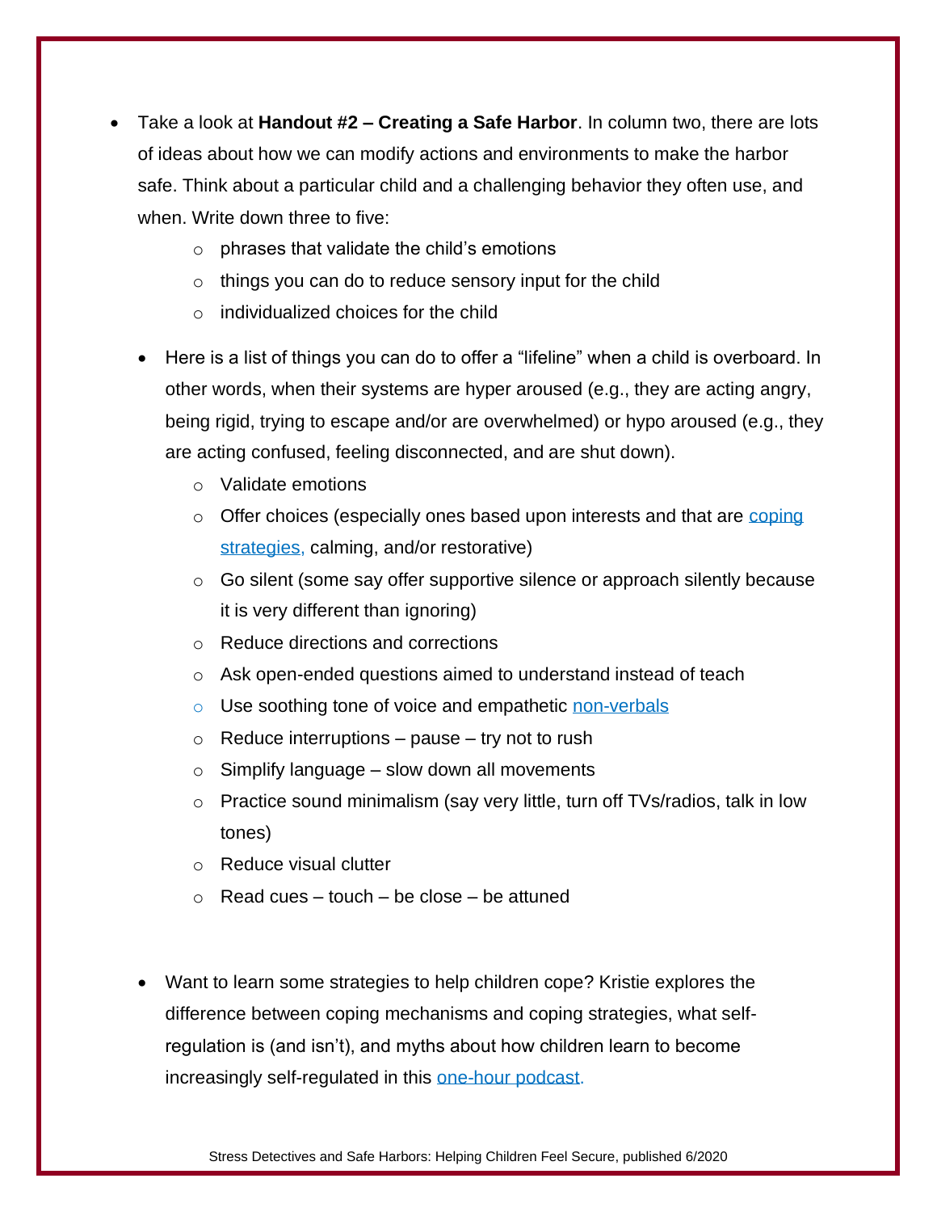- Take a look at **Handout #2 – Creating a Safe Harbor**. In column two, there are lots of ideas about how we can modify actions and environments to make the harbor safe. Think about a particular child and a challenging behavior they often use, and when. Write down three to five:
  - phrases that validate the child's emotions
  - things you can do to reduce sensory input for the child
  - individualized choices for the child

- Here is a list of things you can do to offer a "lifeline" when a child is overboard. In other words, when their systems are hyper aroused (e.g., they are acting angry, being rigid, trying to escape and/or are overwhelmed) or hypo aroused (e.g., they are acting confused, feeling disconnected, and are shut down).
  - Validate emotions
  - Offer choices (especially ones based upon interests and that are coping strategies, calming, and/or restorative)
  - Go silent (some say offer supportive silence or approach silently because it is very different than ignoring)
  - Reduce directions and corrections
  - Ask open-ended questions aimed to understand instead of teach
  - Use soothing tone of voice and empathetic non-verbals
  - Reduce interruptions – pause – try not to rush
  - Simplify language – slow down all movements
  - Practice sound minimalism (say very little, turn off TVs/radios, talk in low tones)
  - Reduce visual clutter
  - Read cues – touch – be close – be attuned

- Want to learn some strategies to help children cope? Kristie explores the difference between coping mechanisms and coping strategies, what self-regulation is (and isn't), and myths about how children learn to become increasingly self-regulated in this one-hour podcast.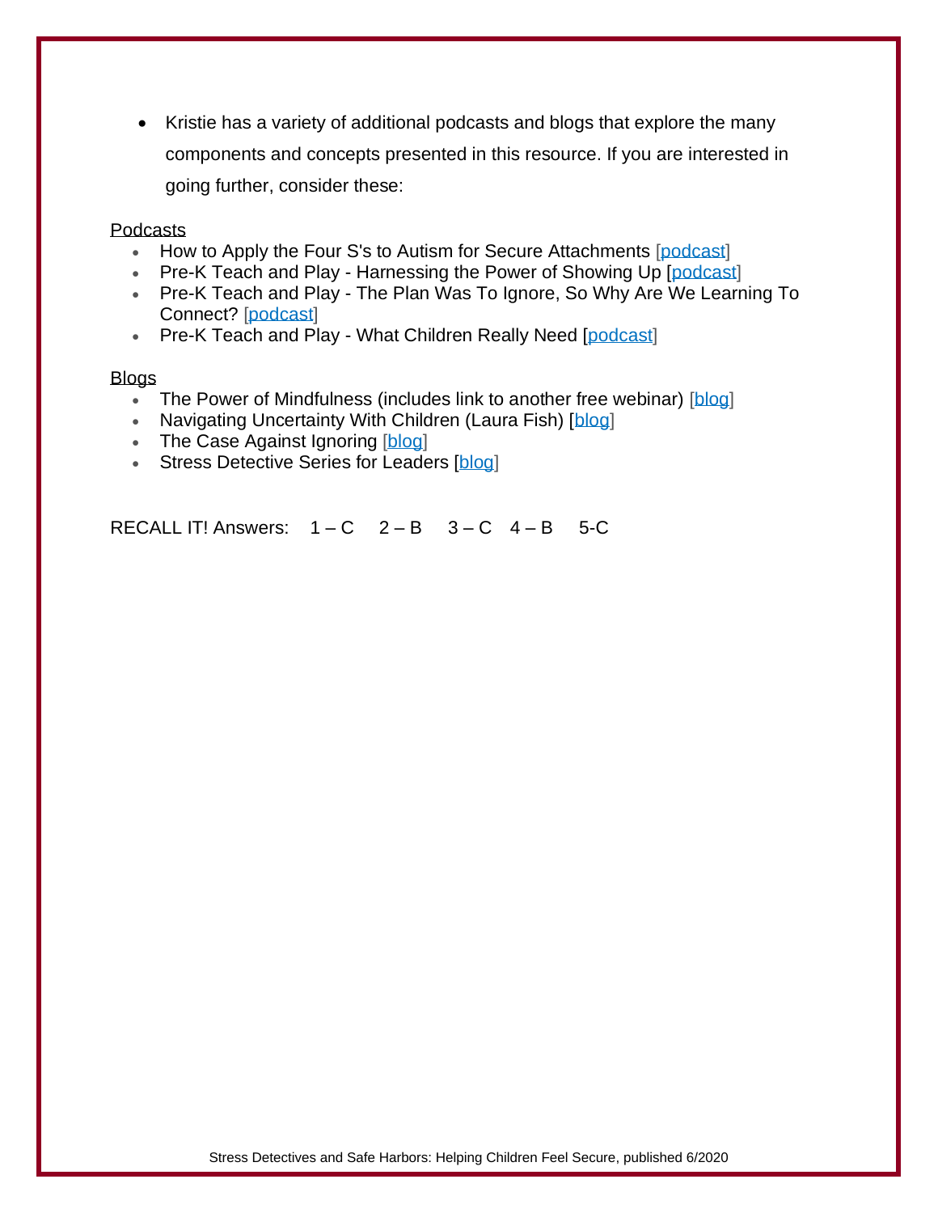- Kristie has a variety of additional podcasts and blogs that explore the many components and concepts presented in this resource. If you are interested in going further, consider these:

Podcasts

- How to Apply the Four S's to Autism for Secure Attachments [podcast]
- Pre-K Teach and Play - Harnessing the Power of Showing Up [podcast]
- Pre-K Teach and Play - The Plan Was To Ignore, So Why Are We Learning To Connect? [podcast]
- Pre-K Teach and Play - What Children Really Need [podcast]

Blogs

- The Power of Mindfulness (includes link to another free webinar) [blog]
- Navigating Uncertainty With Children (Laura Fish) [blog]
- The Case Against Ignoring [blog]
- Stress Detective Series for Leaders [blog]

RECALL IT! Answers: 1 – C 2 – B 3 – C 4 – B 5-C